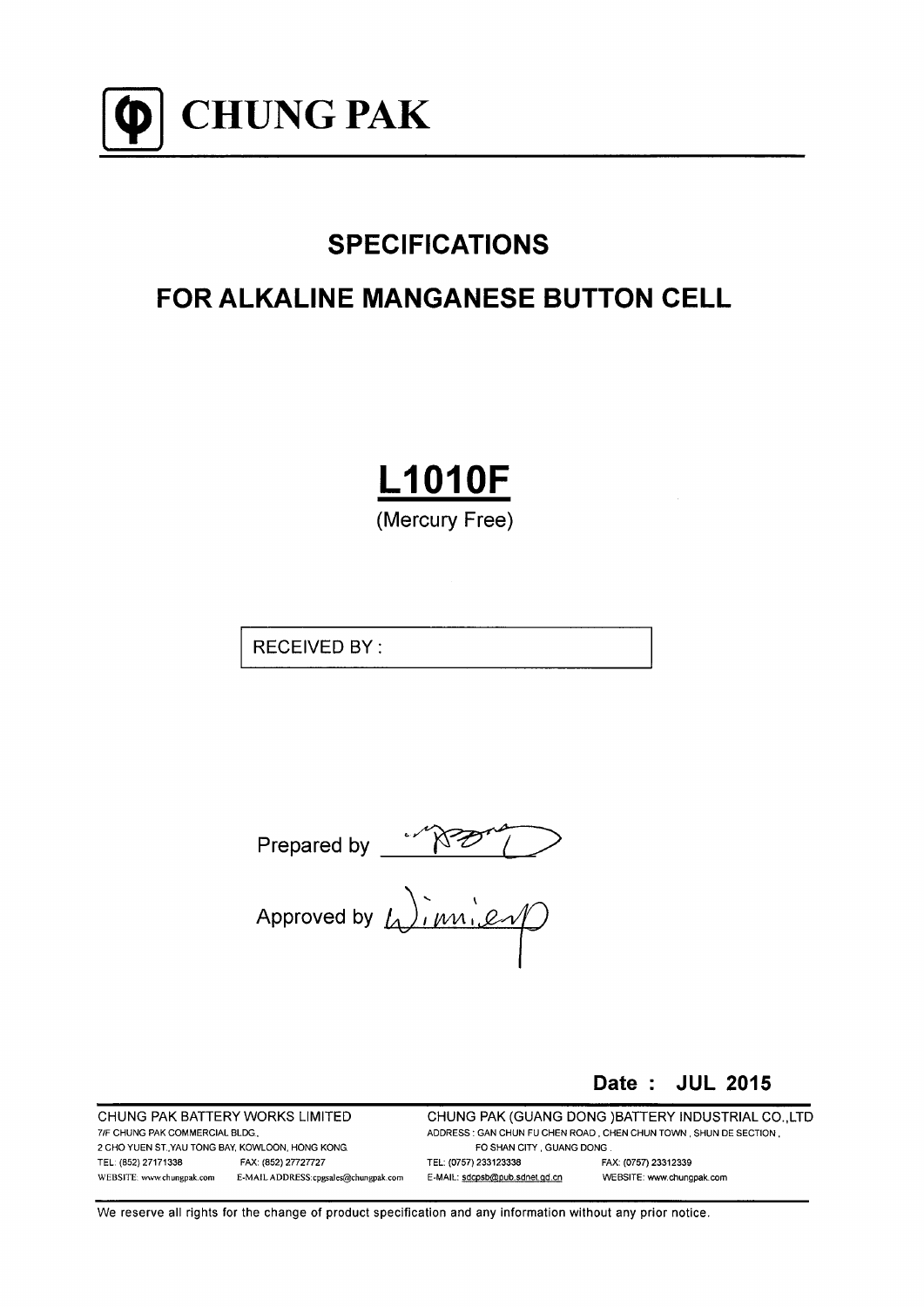# CHUNG PAK

## SPECIFICATIONS

## FOR ALKALINE MANGANESE BUTTON CELL

# L1010F

(Mercury Free)

| RECEIVED BY : |
| --- |

Prepared by

Approved by

**Date : JUL 2015**

CHUNG PAK BATTERY WORKS LIMITED
7/F CHUNG PAK COMMERCIAL BLDG.,
2 CHO YUEN ST.,YAU TONG BAY, KOWLOON, HONG KONG.
TEL: (852) 27171338 FAX: (852) 27727727
WEBSITE: www.chungpak.com E-MAIL ADDRESS:cpgsales@chungpak.com

CHUNG PAK (GUANG DONG )BATTERY INDUSTRIAL CO.,LTD
ADDRESS : GAN CHUN FU CHEN ROAD , CHEN CHUN TOWN , SHUN DE SECTION ,
FO SHAN CITY , GUANG DONG .
TEL: (0757) 233123338 FAX: (0757) 23312339
E-MAIL: sdcpsb@pub.sdnet.gd.cn WEBSITE: www.chungpak.com

We reserve all rights for the change of product specification and any information without any prior notice.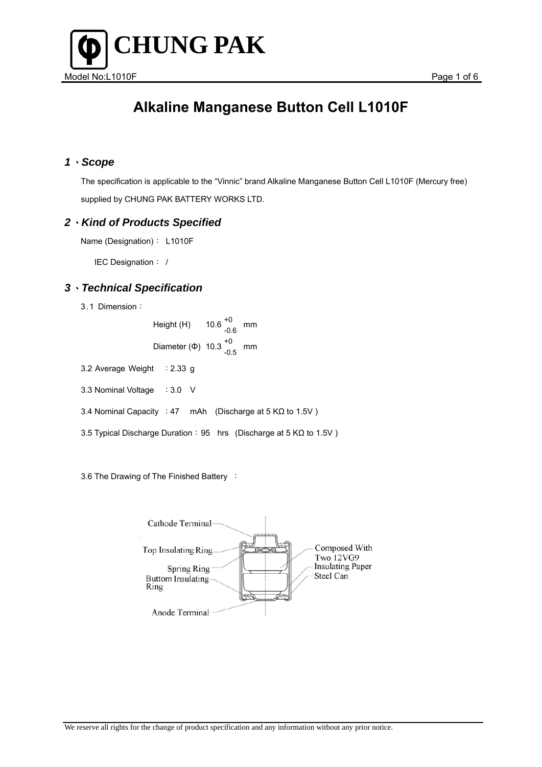# Alkaline Manganese Button Cell L1010F

## 1、Scope

The specification is applicable to the "Vinnic" brand Alkaline Manganese Button Cell L1010F (Mercury free) supplied by CHUNG PAK BATTERY WORKS LTD.

## 2、Kind of Products Specified

Name (Designation)： L1010F

IEC Designation： /

## 3、Technical Specification

3.1 Dimension：

Height (H) $10.6^{+0}_{-0.6}$ mm

Diameter (Φ) $10.3^{+0}_{-0.5}$ mm

3.2 Average Weight ：2.33 g

3.3 Nominal Voltage ：3.0 V

3.4 Nominal Capacity ：47 mAh (Discharge at 5 KΩ to 1.5V )

3.5 Typical Discharge Duration：95 hrs (Discharge at 5 KΩ to 1.5V )

3.6 The Drawing of The Finished Battery ：

Cathode Terminal
Top Insulating Ring
Spring Ring
Buttom Insulating Ring
Anode Terminal
Composed With Two 12VG9
Insulating Paper
Steel Can

We reserve all rights for the change of product specification and any information without any prior notice.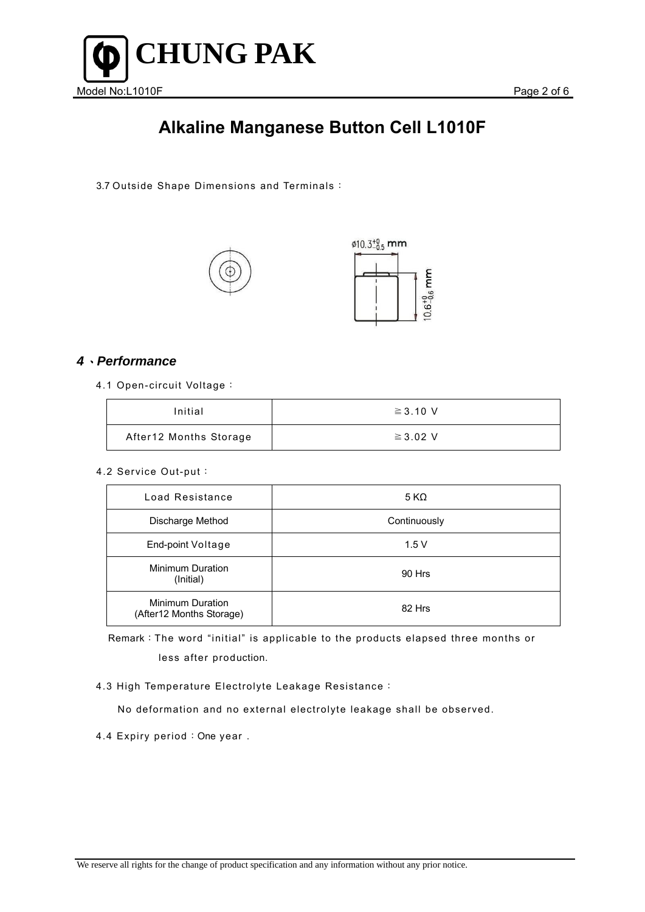# Alkaline Manganese Button Cell L1010F

3.7 Outside Shape Dimensions and Terminals：

$\phi 10.3^{+0}_{-0.5}$ mm

$10.6^{+0}_{-0.6}$ mm

## *4、Performance*

4.1 Open-circuit Voltage：

| Initial | ≧3.10 V |
|---|---|
| After12 Months Storage | ≧3.02 V |

4.2 Service Out-put：

| Load Resistance | 5 KΩ |
|---|---|
| Discharge Method | Continuously |
| End-point Voltage | 1.5 V |
| Minimum Duration (Initial) | 90 Hrs |
| Minimum Duration (After12 Months Storage) | 82 Hrs |

Remark：The word “initial” is applicable to the products elapsed three months or less after production.

4.3 High Temperature Electrolyte Leakage Resistance：

No deformation and no external electrolyte leakage shall be observed.

4.4 Expiry period：One year .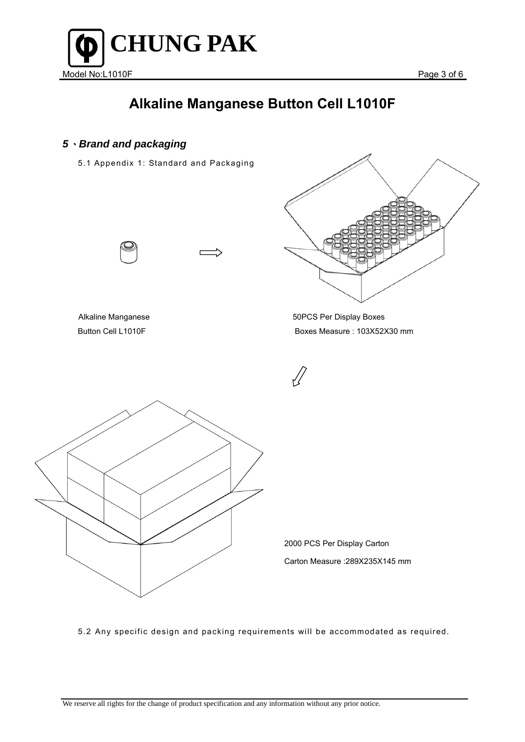# Alkaline Manganese Button Cell L1010F

## 5、*Brand and packaging*

5.1 Appendix 1: Standard and Packaging

Alkaline Manganese
Button Cell L1010F

50PCS Per Display Boxes
Boxes Measure : 103X52X30 mm

2000 PCS Per Display Carton
Carton Measure :289X235X145 mm

5.2 Any specific design and packing requirements will be accommodated as required.

We reserve all rights for the change of product specification and any information without any prior notice.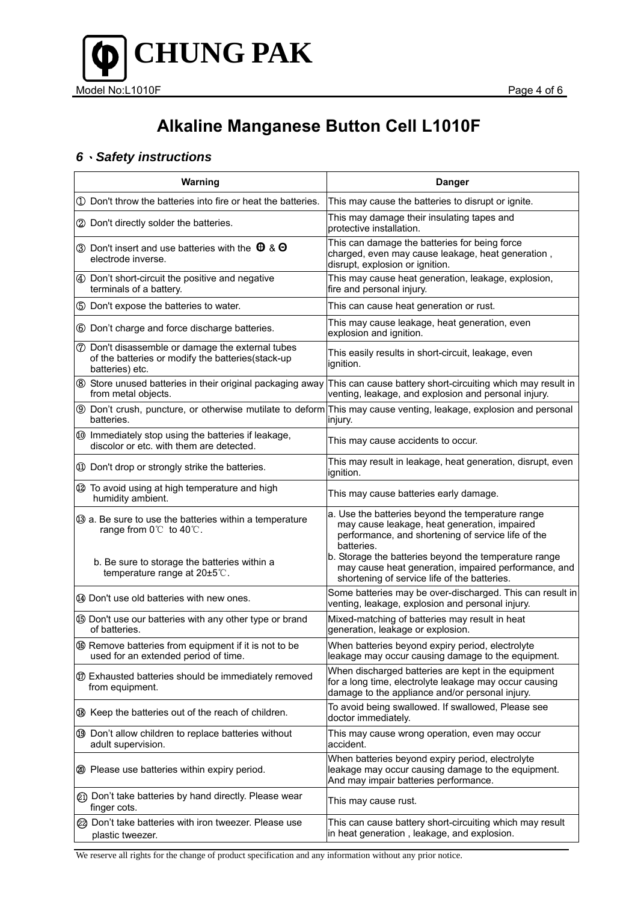# Alkaline Manganese Button Cell L1010F

## *6、Safety instructions*

| Warning | Danger |
|---|---|
| ① Don't throw the batteries into fire or heat the batteries. | This may cause the batteries to disrupt or ignite. |
| ② Don't directly solder the batteries. | This may damage their insulating tapes and protective installation. |
| ③ Don't insert and use batteries with the ⊕ & ⊖ electrode inverse. | This can damage the batteries for being force charged, even may cause leakage, heat generation , disrupt, explosion or ignition. |
| ④ Don’t short-circuit the positive and negative terminals of a battery. | This may cause heat generation, leakage, explosion, fire and personal injury. |
| ⑤ Don't expose the batteries to water. | This can cause heat generation or rust. |
| ⑥ Don’t charge and force discharge batteries. | This may cause leakage, heat generation, even explosion and ignition. |
| ⑦ Don't disassemble or damage the external tubes of the batteries or modify the batteries(stack-up batteries) etc. | This easily results in short-circuit, leakage, even ignition. |
| ⑧ Store unused batteries in their original packaging away from metal objects. | This can cause battery short-circuiting which may result in venting, leakage, and explosion and personal injury. |
| ⑨ Don’t crush, puncture, or otherwise mutilate to deform batteries. | This may cause venting, leakage, explosion and personal injury. |
| ⑩ Immediately stop using the batteries if leakage, discolor or etc. with them are detected. | This may cause accidents to occur. |
| ⑪ Don't drop or strongly strike the batteries. | This may result in leakage, heat generation, disrupt, even ignition. |
| ⑫ To avoid using at high temperature and high humidity ambient. | This may cause batteries early damage. |
| ⑬ a. Be sure to use the batteries within a temperature range from 0℃ to 40℃.<br>b. Be sure to storage the batteries within a temperature range at 20±5℃. | a. Use the batteries beyond the temperature range may cause leakage, heat generation, impaired performance, and shortening of service life of the batteries.<br>b. Storage the batteries beyond the temperature range may cause heat generation, impaired performance, and shortening of service life of the batteries. |
| ⑭ Don't use old batteries with new ones. | Some batteries may be over-discharged. This can result in venting, leakage, explosion and personal injury. |
| ⑮ Don't use our batteries with any other type or brand of batteries. | Mixed-matching of batteries may result in heat generation, leakage or explosion. |
| ⑯ Remove batteries from equipment if it is not to be used for an extended period of time. | When batteries beyond expiry period, electrolyte leakage may occur causing damage to the equipment. |
| ⑰ Exhausted batteries should be immediately removed from equipment. | When discharged batteries are kept in the equipment for a long time, electrolyte leakage may occur causing damage to the appliance and/or personal injury. |
| ⑱ Keep the batteries out of the reach of children. | To avoid being swallowed. If swallowed, Please see doctor immediately. |
| ⑲ Don’t allow children to replace batteries without adult supervision. | This may cause wrong operation, even may occur accident. |
| ⑳ Please use batteries within expiry period. | When batteries beyond expiry period, electrolyte leakage may occur causing damage to the equipment. And may impair batteries performance. |
| ㉑ Don’t take batteries by hand directly. Please wear finger cots. | This may cause rust. |
| ㉒ Don’t take batteries with iron tweezer. Please use plastic tweezer. | This can cause battery short-circuiting which may result in heat generation , leakage, and explosion. |

We reserve all rights for the change of product specification and any information without any prior notice.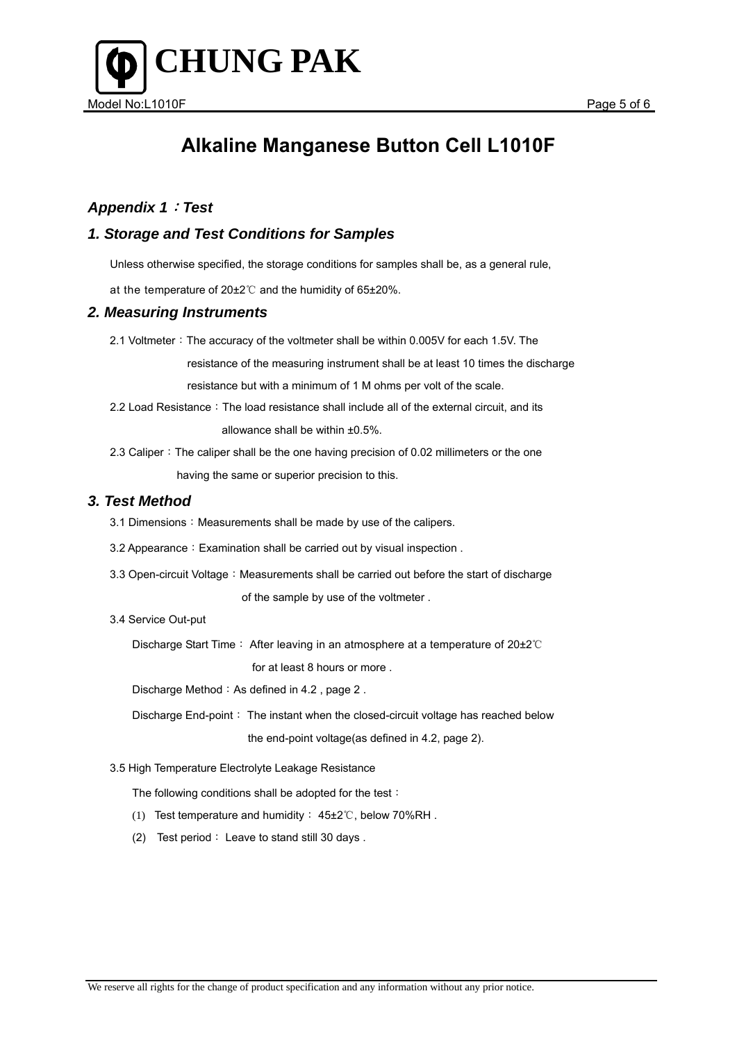# Alkaline Manganese Button Cell L1010F

## *Appendix 1：Test*

### *1. Storage and Test Conditions for Samples*

Unless otherwise specified, the storage conditions for samples shall be, as a general rule, at the temperature of 20±2℃ and the humidity of 65±20%.

### *2. Measuring Instruments*

2.1 Voltmeter：The accuracy of the voltmeter shall be within 0.005V for each 1.5V. The resistance of the measuring instrument shall be at least 10 times the discharge resistance but with a minimum of 1 M ohms per volt of the scale.

2.2 Load Resistance：The load resistance shall include all of the external circuit, and its allowance shall be within ±0.5%.

2.3 Caliper：The caliper shall be the one having precision of 0.02 millimeters or the one having the same or superior precision to this.

### *3. Test Method*

3.1 Dimensions：Measurements shall be made by use of the calipers.

3.2 Appearance：Examination shall be carried out by visual inspection .

3.3 Open-circuit Voltage：Measurements shall be carried out before the start of discharge of the sample by use of the voltmeter .

3.4 Service Out-put

Discharge Start Time： After leaving in an atmosphere at a temperature of 20±2℃ for at least 8 hours or more .

Discharge Method：As defined in 4.2 , page 2 .

Discharge End-point： The instant when the closed-circuit voltage has reached below the end-point voltage(as defined in 4.2, page 2).

3.5 High Temperature Electrolyte Leakage Resistance

The following conditions shall be adopted for the test：

(1) Test temperature and humidity： 45±2℃, below 70%RH .

(2) Test period： Leave to stand still 30 days .

We reserve all rights for the change of product specification and any information without any prior notice.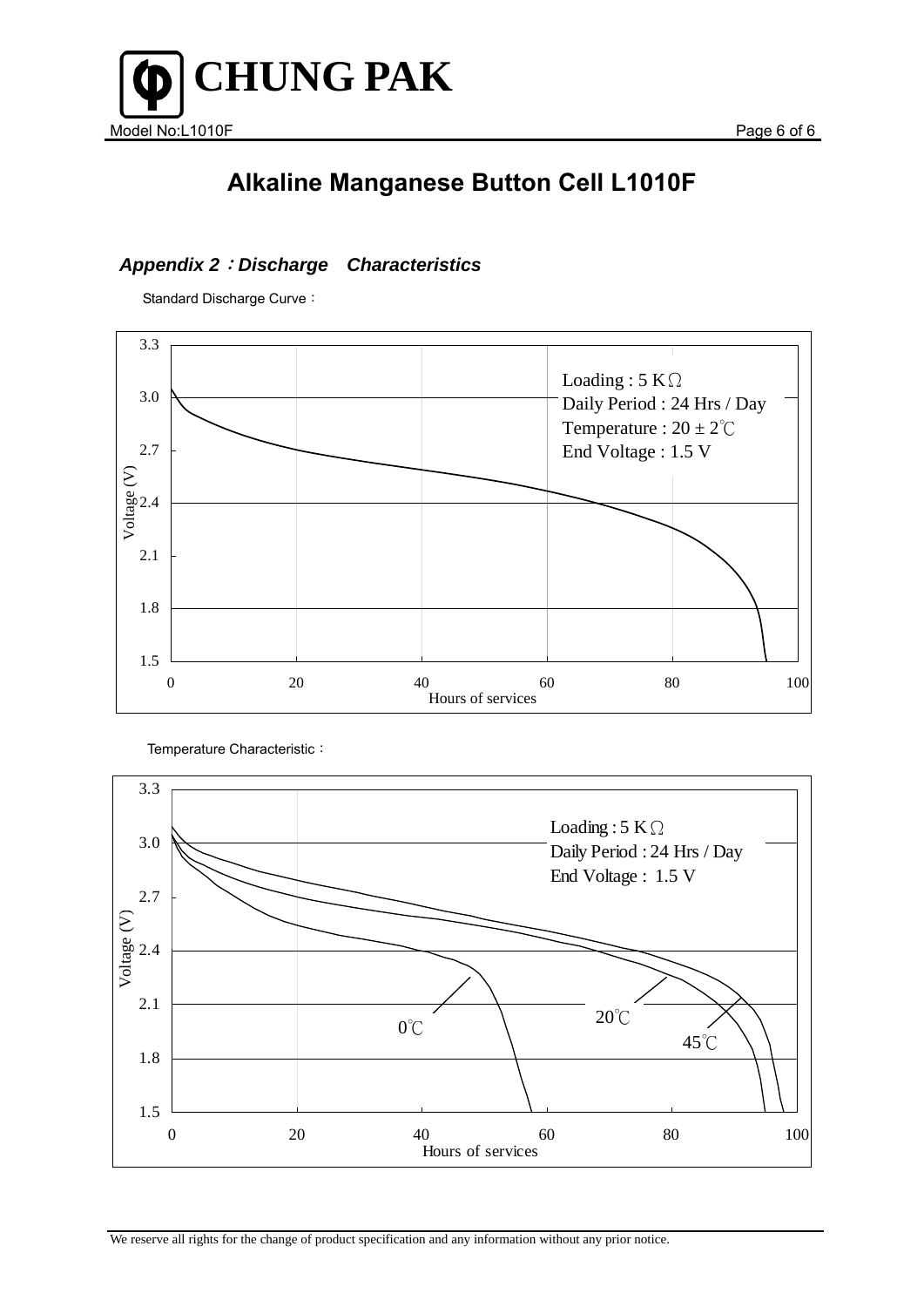# Alkaline Manganese Button Cell L1010F

## *Appendix 2：Discharge Characteristics*

Standard Discharge Curve：

Loading : 5 KΩ
Daily Period : 24 Hrs / Day
Temperature : 20 ± 2℃
End Voltage : 1.5 V

Voltage (V)
3.3
3.0
2.7
2.4
2.1
1.8
1.5

0
20
40
60
80
100
Hours of services

Temperature Characteristic：

Loading : 5 KΩ
Daily Period : 24 Hrs / Day
End Voltage : 1.5 V

Voltage (V)
3.3
3.0
2.7
2.4
2.1
1.8
1.5

0℃
20℃
45℃

0
20
40
60
80
100
Hours of services

We reserve all rights for the change of product specification and any information without any prior notice.